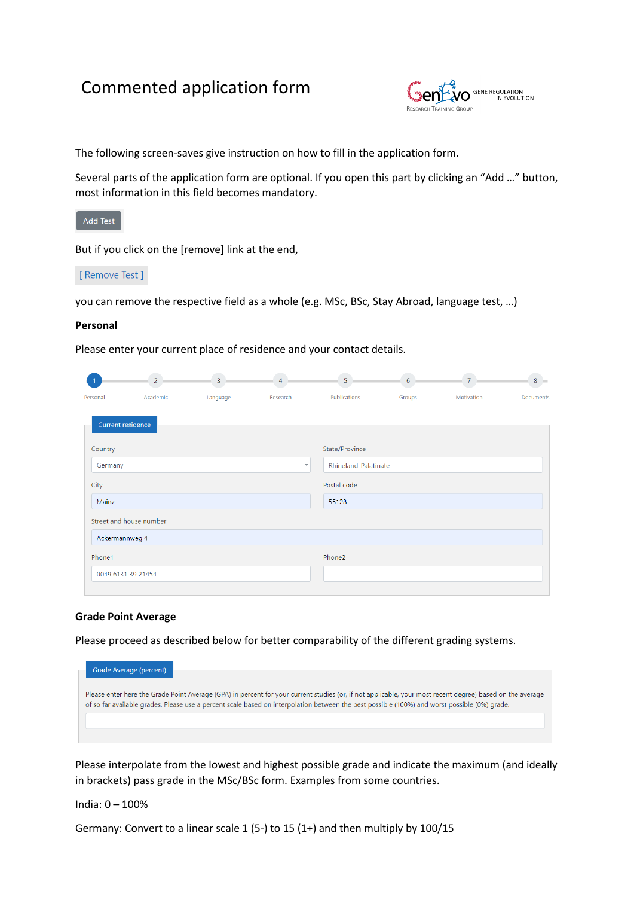# Commented application form

GenEvo GENE REGULATION IN EVOLUTION RESEARCH TRAINING GROUP

The following screen-saves give instruction on how to fill in the application form.

Several parts of the application form are optional. If you open this part by clicking an "Add …" button, most information in this field becomes mandatory.

Add Test

But if you click on the [remove] link at the end,

[ Remove Test ]

you can remove the respective field as a whole (e.g. MSc, BSc, Stay Abroad, language test, …)

**Personal**

Please enter your current place of residence and your contact details.

1 Personal — 2 Academic — 3 Language — 4 Research — 5 Publications — 6 Groups — 7 Motivation — 8 Documents

Current residence

| Field | Value |
|---|---|
| Country | Germany |
| State/Province | Rhineland-Palatinate |
| City | Mainz |
| Postal code | 55128 |
| Street and house number | Ackermannweg 4 |
| Phone1 | 0049 6131 39 21454 |
| Phone2 | |

**Grade Point Average**

Please proceed as described below for better comparability of the different grading systems.

Grade Average (percent)

Please enter here the Grade Point Average (GPA) in percent for your current studies (or, if not applicable, your most recent degree) based on the average of so far available grades. Please use a percent scale based on interpolation between the best possible (100%) and worst possible (0%) grade.

Please interpolate from the lowest and highest possible grade and indicate the maximum (and ideally in brackets) pass grade in the MSc/BSc form. Examples from some countries.

India: 0 – 100%

Germany: Convert to a linear scale 1 (5-) to 15 (1+) and then multiply by 100/15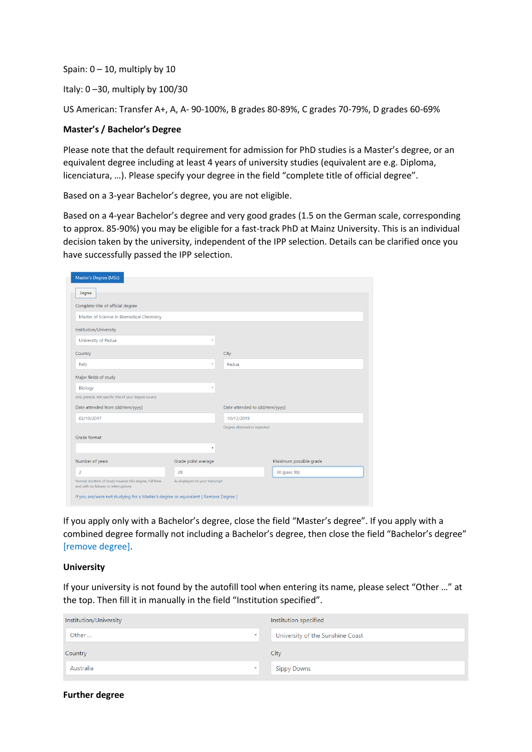Spain: 0 – 10, multiply by 10

Italy: 0 –30, multiply by 100/30

US American: Transfer A+, A, A- 90-100%, B grades 80-89%, C grades 70-79%, D grades 60-69%

**Master's / Bachelor's Degree**

Please note that the default requirement for admission for PhD studies is a Master's degree, or an equivalent degree including at least 4 years of university studies (equivalent are e.g. Diploma, licenciatura, …). Please specify your degree in the field "complete title of official degree".

Based on a 3-year Bachelor's degree, you are not eligible.

Based on a 4-year Bachelor's degree and very good grades (1.5 on the German scale, corresponding to approx. 85-90%) you may be eligible for a fast-track PhD at Mainz University. This is an individual decision taken by the university, independent of the IPP selection. Details can be clarified once you have successfully passed the IPP selection.

Master's Degree (MSc)

Degree

Complete title of official degree: Master of Science in Biomedical Chemistry

Institution/University: University of Padua

Country: Italy | City: Padua

Major fields of study: Biology
only general, not specific title of your degree course

Date attended from (dd/mm/yyyy): 02/10/2017 | Date attended to (dd/mm/yyyy): 10/12/2019
Degree obtained or expected

Grade format

Number of years: 2 | Grade point average: 28 | Maximum possible grade: 30 (pass 18)
Normal duration of study towards this degree, full time and with no failures or interruptions | As displayed on your transcript

If you are/were not studying for a Master's degree or equivalent [ Remove Degree ]

If you apply only with a Bachelor's degree, close the field "Master's degree". If you apply with a combined degree formally not including a Bachelor's degree, then close the field "Bachelor's degree" [remove degree].

**University**

If your university is not found by the autofill tool when entering its name, please select "Other …" at the top. Then fill it in manually in the field "Institution specified".

| Institution/University | Institution specified |
|---|---|
| Other … | University of the Sunshine Coast |
| **Country** | **City** |
| Australia | Sippy Downs |

**Further degree**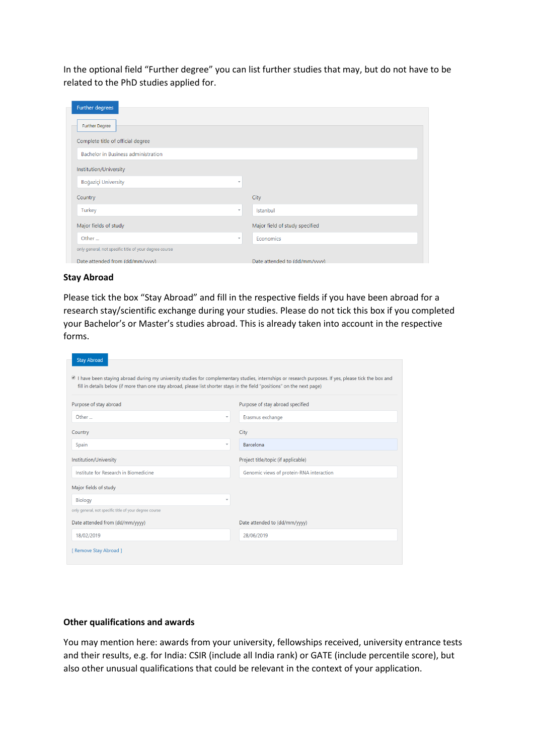In the optional field "Further degree" you can list further studies that may, but do not have to be related to the PhD studies applied for.

Further degrees

Further Degree

Complete title of official degree

Bachelor in Business administration

Institution/University

Boğaziçi University

Country

Turkey

City

Istanbul

Major fields of study

Other ...

only general, not specific title of your degree course

Major field of study specified

Economics

Date attended from (dd/mm/yyyy)

Date attended to (dd/mm/yyyy)

**Stay Abroad**

Please tick the box "Stay Abroad" and fill in the respective fields if you have been abroad for a research stay/scientific exchange during your studies. Please do not tick this box if you completed your Bachelor's or Master's studies abroad. This is already taken into account in the respective forms.

Stay Abroad

☑ I have been staying abroad during my university studies for complementary studies, internships or research purposes. If yes, please tick the box and fill in details below (if more than one stay abroad, please list shorter stays in the field "positions" on the next page)

Purpose of stay abroad

Other ...

Purpose of stay abroad specified

Erasmus exchange

Country

Spain

City

Barcelona

Institution/University

Institute for Research in Biomedicine

Project title/topic (if applicable)

Genomic views of protein-RNA interaction

Major fields of study

Biology

only general, not specific title of your degree course

Date attended from (dd/mm/yyyy)

18/02/2019

Date attended to (dd/mm/yyyy)

28/06/2019

[ Remove Stay Abroad ]

**Other qualifications and awards**

You may mention here: awards from your university, fellowships received, university entrance tests and their results, e.g. for India: CSIR (include all India rank) or GATE (include percentile score), but also other unusual qualifications that could be relevant in the context of your application.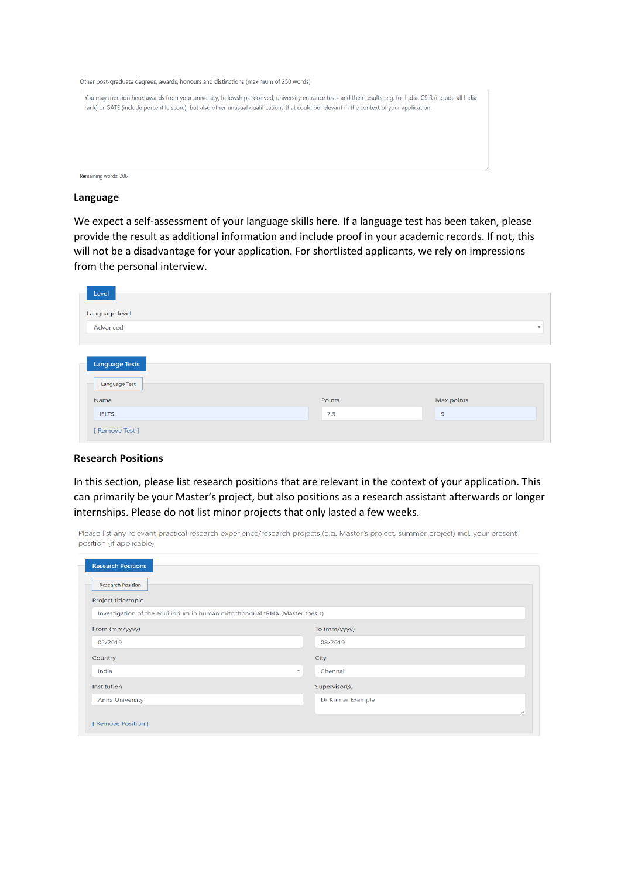Other post-graduate degrees, awards, honours and distinctions (maximum of 250 words)

You may mention here: awards from your university, fellowships received, university entrance tests and their results, e.g. for India: CSIR (include all India rank) or GATE (include percentile score), but also other unusual qualifications that could be relevant in the context of your application.

Remaining words: 206

## Language

We expect a self-assessment of your language skills here. If a language test has been taken, please provide the result as additional information and include proof in your academic records. If not, this will not be a disadvantage for your application. For shortlisted applicants, we rely on impressions from the personal interview.

**Level**

Language level

Advanced

**Language Tests**

Language Test

| Name | Points | Max points |
|---|---|---|
| IELTS | 7.5 | 9 |

[ Remove Test ]

## Research Positions

In this section, please list research positions that are relevant in the context of your application. This can primarily be your Master's project, but also positions as a research assistant afterwards or longer internships. Please do not list minor projects that only lasted a few weeks.

Please list any relevant practical research experience/research projects (e.g. Master's project, summer project) incl. your present position (if applicable)

**Research Positions**

Research Position

Project title/topic: Investigation of the equilibrium in human mitochondrial tRNA (Master thesis)

| From (mm/yyyy) | To (mm/yyyy) |
|---|---|
| 02/2019 | 08/2019 |

| Country | City |
|---|---|
| India | Chennai |

| Institution | Supervisor(s) |
|---|---|
| Anna University | Dr Kumar Example |

[ Remove Position ]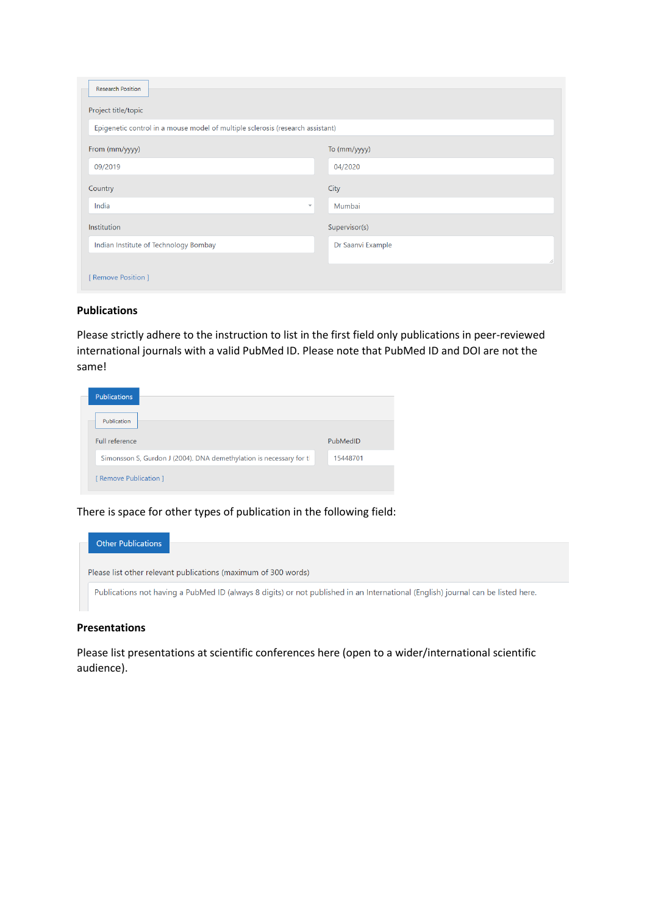Research Position

Project title/topic

Epigenetic control in a mouse model of multiple sclerosis (research assistant)

| From (mm/yyyy) | To (mm/yyyy) |
| --- | --- |
| 09/2019 | 04/2020 |

| Country | City |
| --- | --- |
| India | Mumbai |

| Institution | Supervisor(s) |
| --- | --- |
| Indian Institute of Technology Bombay | Dr Saanvi Example |

[ Remove Position ]

**Publications**

Please strictly adhere to the instruction to list in the first field only publications in peer-reviewed international journals with a valid PubMed ID. Please note that PubMed ID and DOI are not the same!

Publications

Publication

| Full reference | PubMedID |
| --- | --- |
| Simonsson S, Gurdon J (2004). DNA demethylation is necessary for t | 15448701 |

[ Remove Publication ]

There is space for other types of publication in the following field:

Other Publications

Please list other relevant publications (maximum of 300 words)

Publications not having a PubMed ID (always 8 digits) or not published in an International (English) journal can be listed here.

**Presentations**

Please list presentations at scientific conferences here (open to a wider/international scientific audience).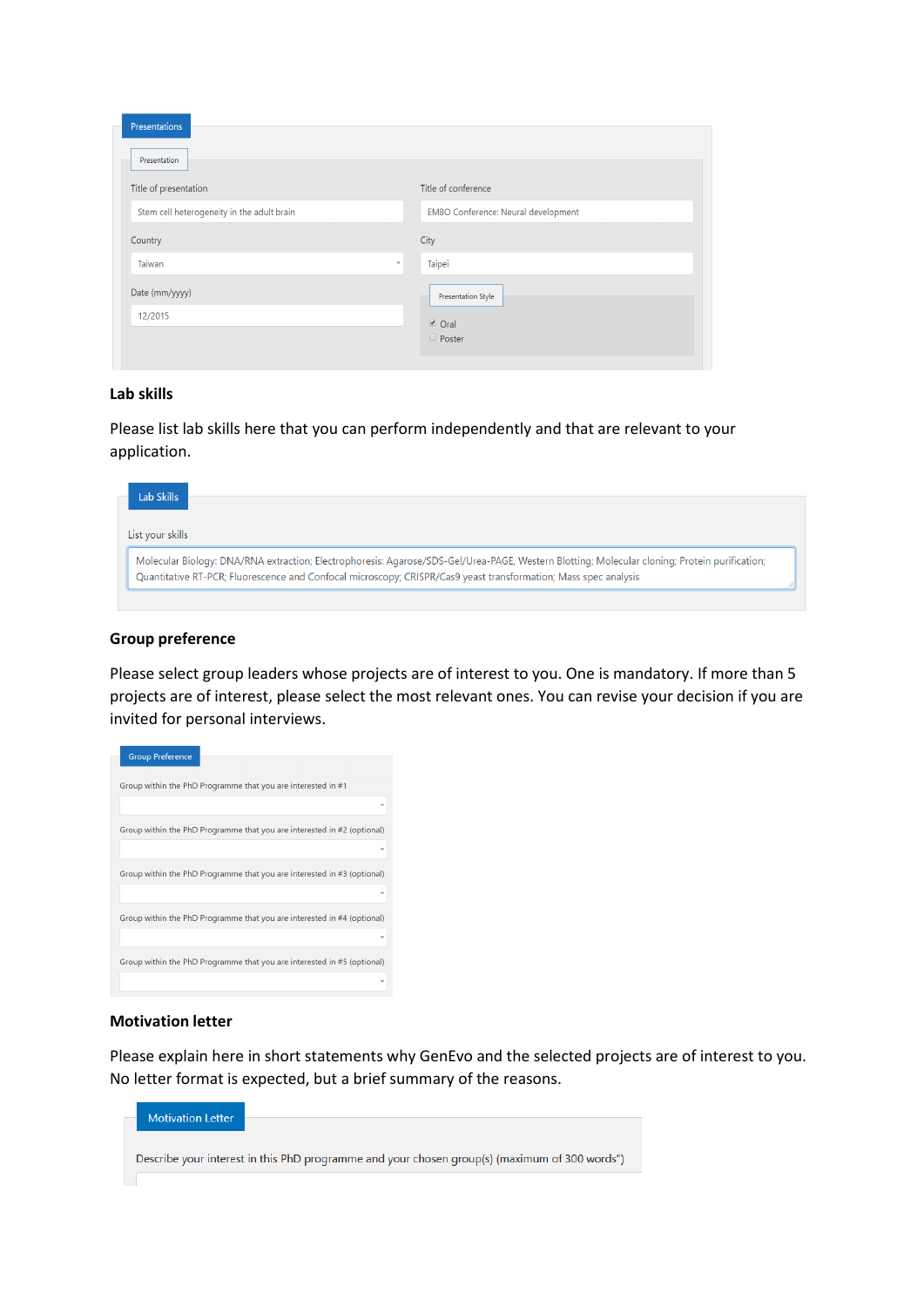**Presentations**

Presentation

| Title of presentation | Title of conference |
| --- | --- |
| Stem cell heterogeneity in the adult brain | EMBO Conference: Neural development |

| Country | City |
| --- | --- |
| Taiwan | Taipei |

Date (mm/yyyy)

12/2015

Presentation Style

- [x] Oral
- [ ] Poster

**Lab skills**

Please list lab skills here that you can perform independently and that are relevant to your application.

**Lab Skills**

List your skills

Molecular Biology: DNA/RNA extraction; Electrophoresis: Agarose/SDS-Gel/Urea-PAGE, Western Blotting; Molecular cloning; Protein purification; Quantitative RT-PCR; Fluorescence and Confocal microscopy; CRISPR/Cas9 yeast transformation; Mass spec analysis

**Group preference**

Please select group leaders whose projects are of interest to you. One is mandatory. If more than 5 projects are of interest, please select the most relevant ones. You can revise your decision if you are invited for personal interviews.

**Group Preference**

Group within the PhD Programme that you are interested in #1

Group within the PhD Programme that you are interested in #2 (optional)

Group within the PhD Programme that you are interested in #3 (optional)

Group within the PhD Programme that you are interested in #4 (optional)

Group within the PhD Programme that you are interested in #5 (optional)

**Motivation letter**

Please explain here in short statements why GenEvo and the selected projects are of interest to you. No letter format is expected, but a brief summary of the reasons.

**Motivation Letter**

Describe your interest in this PhD programme and your chosen group(s) (maximum of 300 words")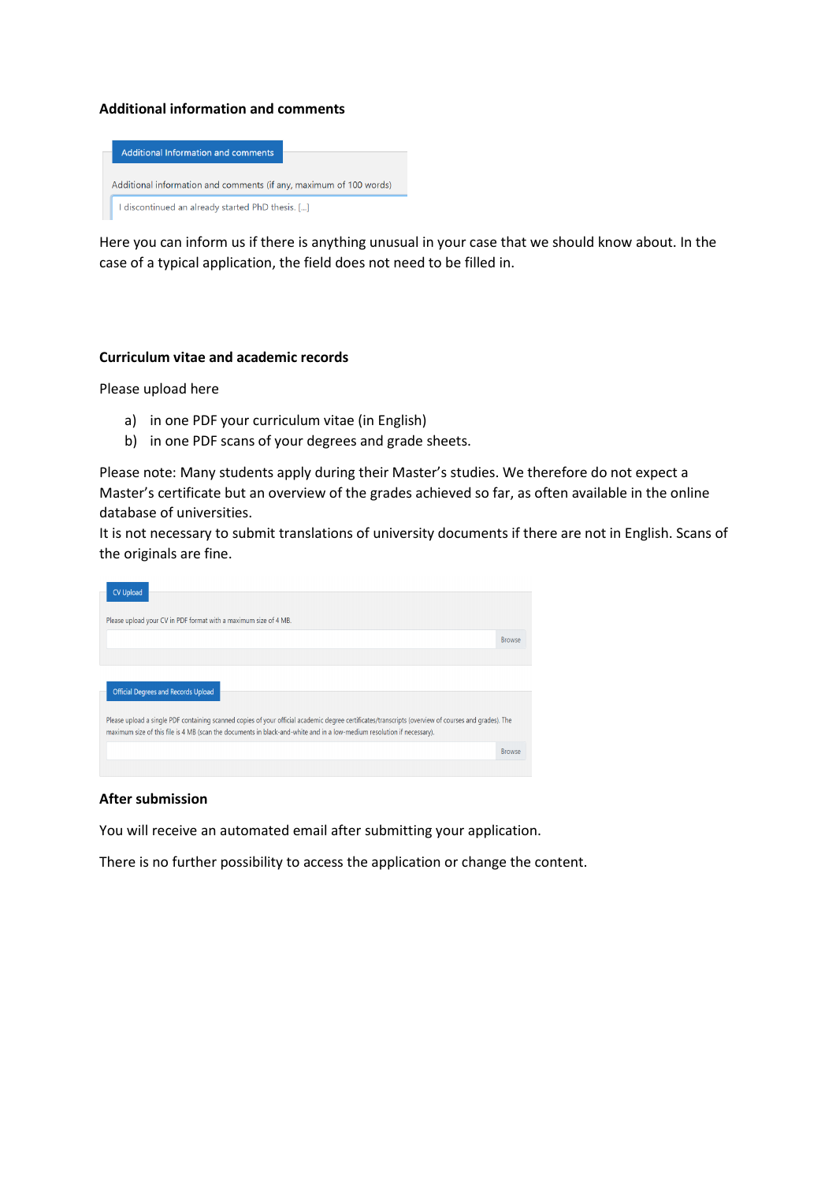**Additional information and comments**

Additional Information and comments

Additional information and comments (if any, maximum of 100 words)

I discontinued an already started PhD thesis. [...]

Here you can inform us if there is anything unusual in your case that we should know about. In the case of a typical application, the field does not need to be filled in.

**Curriculum vitae and academic records**

Please upload here

a) in one PDF your curriculum vitae (in English)
b) in one PDF scans of your degrees and grade sheets.

Please note: Many students apply during their Master's studies. We therefore do not expect a Master's certificate but an overview of the grades achieved so far, as often available in the online database of universities.
It is not necessary to submit translations of university documents if there are not in English. Scans of the originals are fine.

CV Upload

Please upload your CV in PDF format with a maximum size of 4 MB.

Browse

Official Degrees and Records Upload

Please upload a single PDF containing scanned copies of your official academic degree certificates/transcripts (overview of courses and grades). The maximum size of this file is 4 MB (scan the documents in black-and-white and in a low-medium resolution if necessary).

Browse

**After submission**

You will receive an automated email after submitting your application.

There is no further possibility to access the application or change the content.